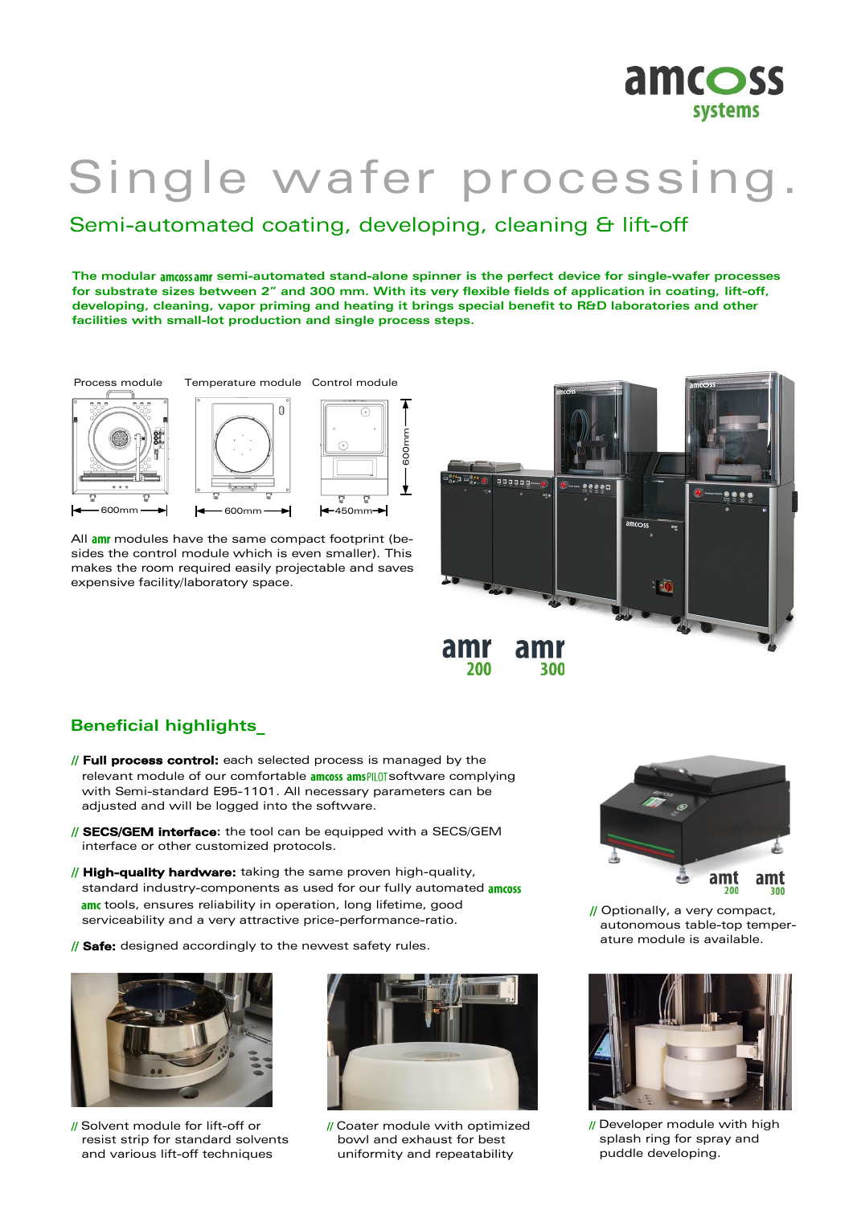# Single wafer processing.

## Semi-automated coating, developing, cleaning & lift-off

**The modular amcoss amr semi-automated stand-alone spinner is the perfect device for single-wafer processes for substrate sizes between 2" and 300 mm. With its very flexible fields of application in coating, lift-off, developing, cleaning, vapor priming and heating it brings special benefit to R&D laboratories and other facilities with small-lot production and single process steps.**

Process module — 600mm

Temperature module — 600mm

Control module — 450mm; height 600mm

All amr modules have the same compact footprint (besides the control module which is even smaller). This makes the room required easily projectable and saves expensive facility/laboratory space.

amr 200 amr 300

## Beneficial highlights_

- // **Full process control:** each selected process is managed by the relevant module of our comfortable amcoss amsPILOT software complying with Semi-standard E95-1101. All necessary parameters can be adjusted and will be logged into the software.
- // **SECS/GEM interface**: the tool can be equipped with a SECS/GEM interface or other customized protocols.
- // **High-quality hardware:** taking the same proven high-quality, standard industry-components as used for our fully automated amcoss amc tools, ensures reliability in operation, long lifetime, good serviceability and a very attractive price-performance-ratio.
- // **Safe:** designed accordingly to the newest safety rules.

amt 200 amt 300

// Optionally, a very compact, autonomous table-top temperature module is available.

// Solvent module for lift-off or resist strip for standard solvents and various lift-off techniques

// Coater module with optimized bowl and exhaust for best uniformity and repeatability

// Developer module with high splash ring for spray and puddle developing.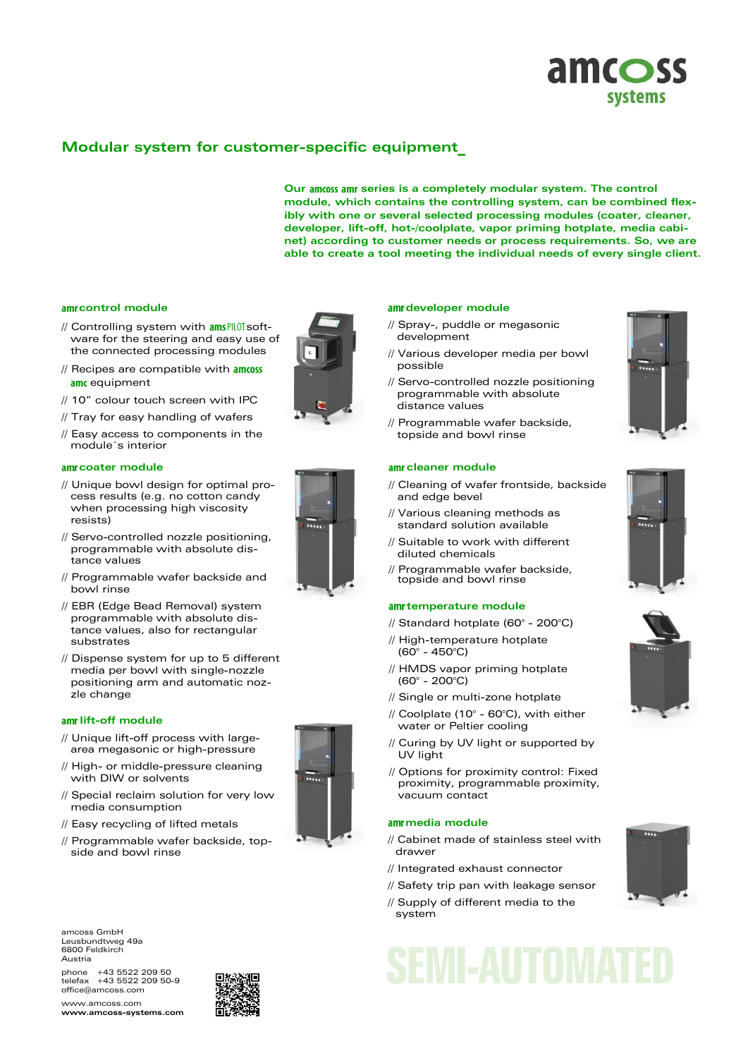amcoss
systems

## Modular system for customer-specific equipment_

**Our amcoss amr series is a completely modular system. The control module, which contains the controlling system, can be combined flexibly with one or several selected processing modules (coater, cleaner, developer, lift-off, hot-/coolplate, vapor priming hotplate, media cabinet) according to customer needs or process requirements. So, we are able to create a tool meeting the individual needs of every single client.**

### amr control module

// Controlling system with ams PILOT software for the steering and easy use of the connected processing modules

// Recipes are compatible with amcoss amc equipment

// 10" colour touch screen with IPC

// Tray for easy handling of wafers

// Easy access to components in the module´s interior

### amr coater module

// Unique bowl design for optimal process results (e.g. no cotton candy when processing high viscosity resists)

// Servo-controlled nozzle positioning, programmable with absolute distance values

// Programmable wafer backside and bowl rinse

// EBR (Edge Bead Removal) system programmable with absolute distance values, also for rectangular substrates

// Dispense system for up to 5 different media per bowl with single-nozzle positioning arm and automatic nozzle change

### amr lift-off module

// Unique lift-off process with large-area megasonic or high-pressure

// High- or middle-pressure cleaning with DIW or solvents

// Special reclaim solution for very low media consumption

// Easy recycling of lifted metals

// Programmable wafer backside, topside and bowl rinse

### amr developer module

// Spray-, puddle or megasonic development

// Various developer media per bowl possible

// Servo-controlled nozzle positioning programmable with absolute distance values

// Programmable wafer backside, topside and bowl rinse

### amr cleaner module

// Cleaning of wafer frontside, backside and edge bevel

// Various cleaning methods as standard solution available

// Suitable to work with different diluted chemicals

// Programmable wafer backside, topside and bowl rinse

### amr temperature module

// Standard hotplate (60° - 200°C)

// High-temperature hotplate (60° - 450°C)

// HMDS vapor priming hotplate (60° - 200°C)

// Single or multi-zone hotplate

// Coolplate (10° - 60°C), with either water or Peltier cooling

// Curing by UV light or supported by UV light

// Options for proximity control: Fixed proximity, programmable proximity, vacuum contact

### amr media module

// Cabinet made of stainless steel with drawer

// Integrated exhaust connector

// Safety trip pan with leakage sensor

// Supply of different media to the system

amcoss GmbH
Leusbundtweg 49a
6800 Feldkirch
Austria

phone +43 5522 209 50
telefax +43 5522 209 50-9
office@amcoss.com

www.amcoss.com
**www.amcoss-systems.com**

SEMI-AUTOMATED